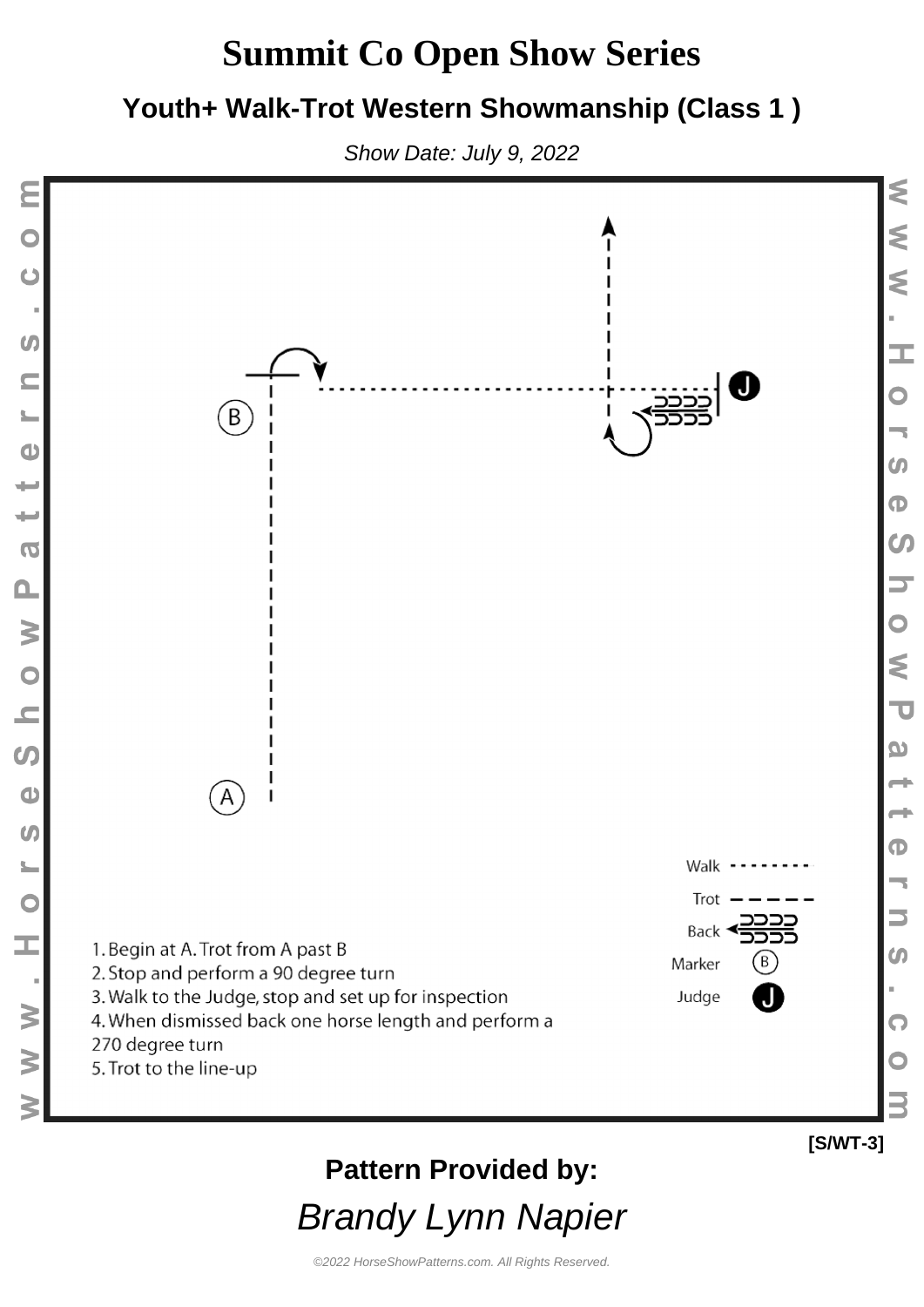# Summit Co Open Show Series

## Youth+ Walk-Trot Western Showmanship (Class 1 )

*Show Date: July 9, 2022*

B

A

J

| | |
|---|---|
| Walk | - - - - - - - - |
| Trot | – – – – – |
| Back | |
| Marker | (B) |
| Judge | J |

1. Begin at A. Trot from A past B
2. Stop and perform a 90 degree turn
3. Walk to the Judge, stop and set up for inspection
4. When dismissed back one horse length and perform a 270 degree turn
5. Trot to the line-up

[S/WT-3]

**Pattern Provided by:**

*Brandy Lynn Napier*

*©2022 HorseShowPatterns.com. All Rights Reserved.*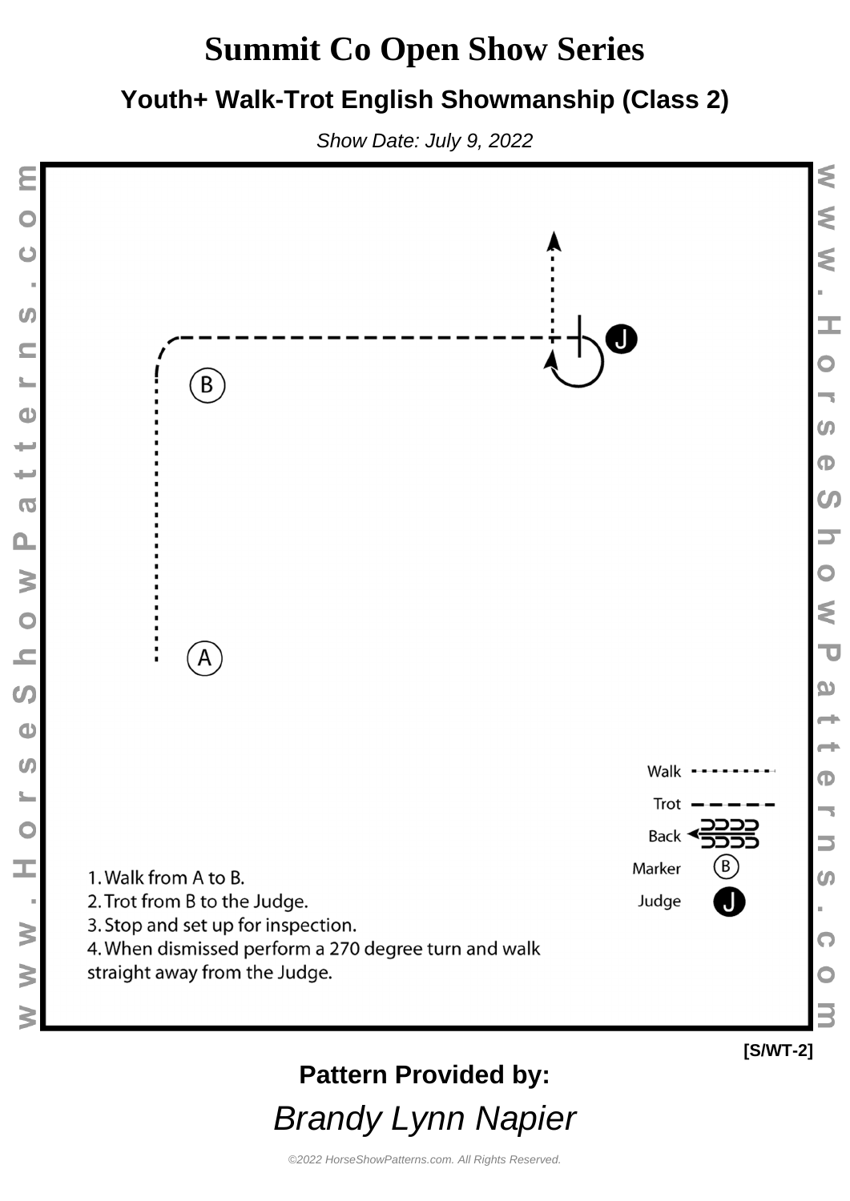# Summit Co Open Show Series

## Youth+ Walk-Trot English Showmanship (Class 2)

*Show Date: July 9, 2022*

B

A

J

Walk

Trot

Back

Marker (B)

Judge (J)

1. Walk from A to B.
2. Trot from B to the Judge.
3. Stop and set up for inspection.
4. When dismissed perform a 270 degree turn and walk straight away from the Judge.

**[S/WT-2]**

**Pattern Provided by:**

*Brandy Lynn Napier*

*©2022 HorseShowPatterns.com. All Rights Reserved.*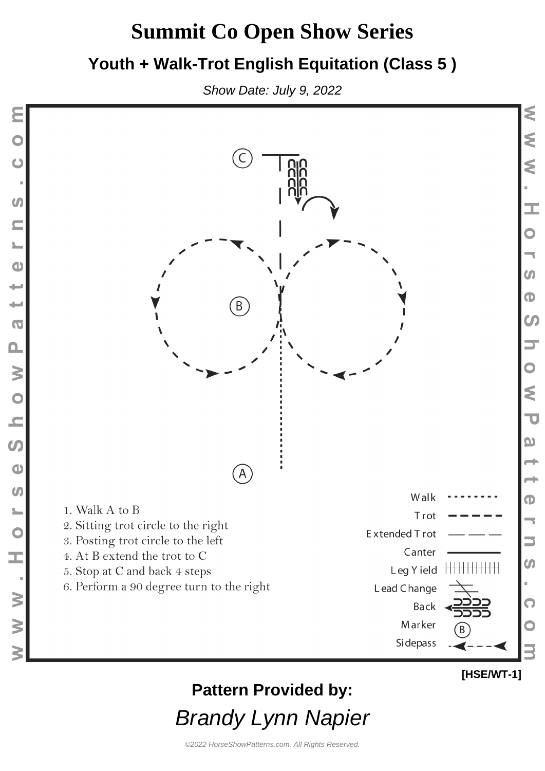# Summit Co Open Show Series

## Youth + Walk-Trot English Equitation (Class 5 )

*Show Date: July 9, 2022*

C

B

A

1. Walk A to B
2. Sitting trot circle to the right
3. Posting trot circle to the left
4. At B extend the trot to C
5. Stop at C and back 4 steps
6. Perform a 90 degree turn to the right

Walk
Trot
Extended Trot
Canter
Leg Yield
Lead Change
Back
Marker
Sidepass

[HSE/WT-1]

**Pattern Provided by:**

*Brandy Lynn Napier*

©2022 HorseShowPatterns.com. All Rights Reserved.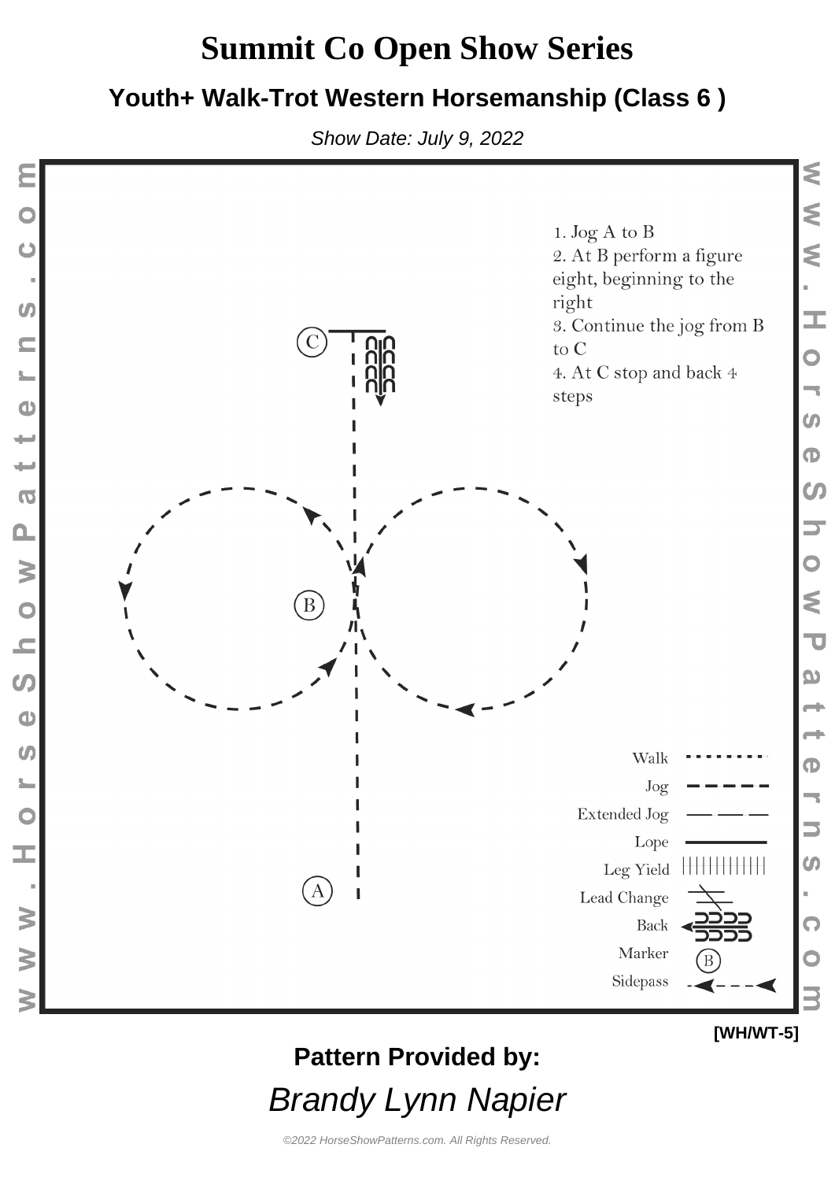# Summit Co Open Show Series

## Youth+ Walk-Trot Western Horsemanship (Class 6 )

*Show Date: July 9, 2022*

1. Jog A to B
2. At B perform a figure eight, beginning to the right
3. Continue the jog from B to C
4. At C stop and back 4 steps

C

B

A

Walk
Jog
Extended Jog
Lope
Leg Yield
Lead Change
Back
Marker
Sidepass

[WH/WT-5]

**Pattern Provided by:**

*Brandy Lynn Napier*

©2022 HorseShowPatterns.com. All Rights Reserved.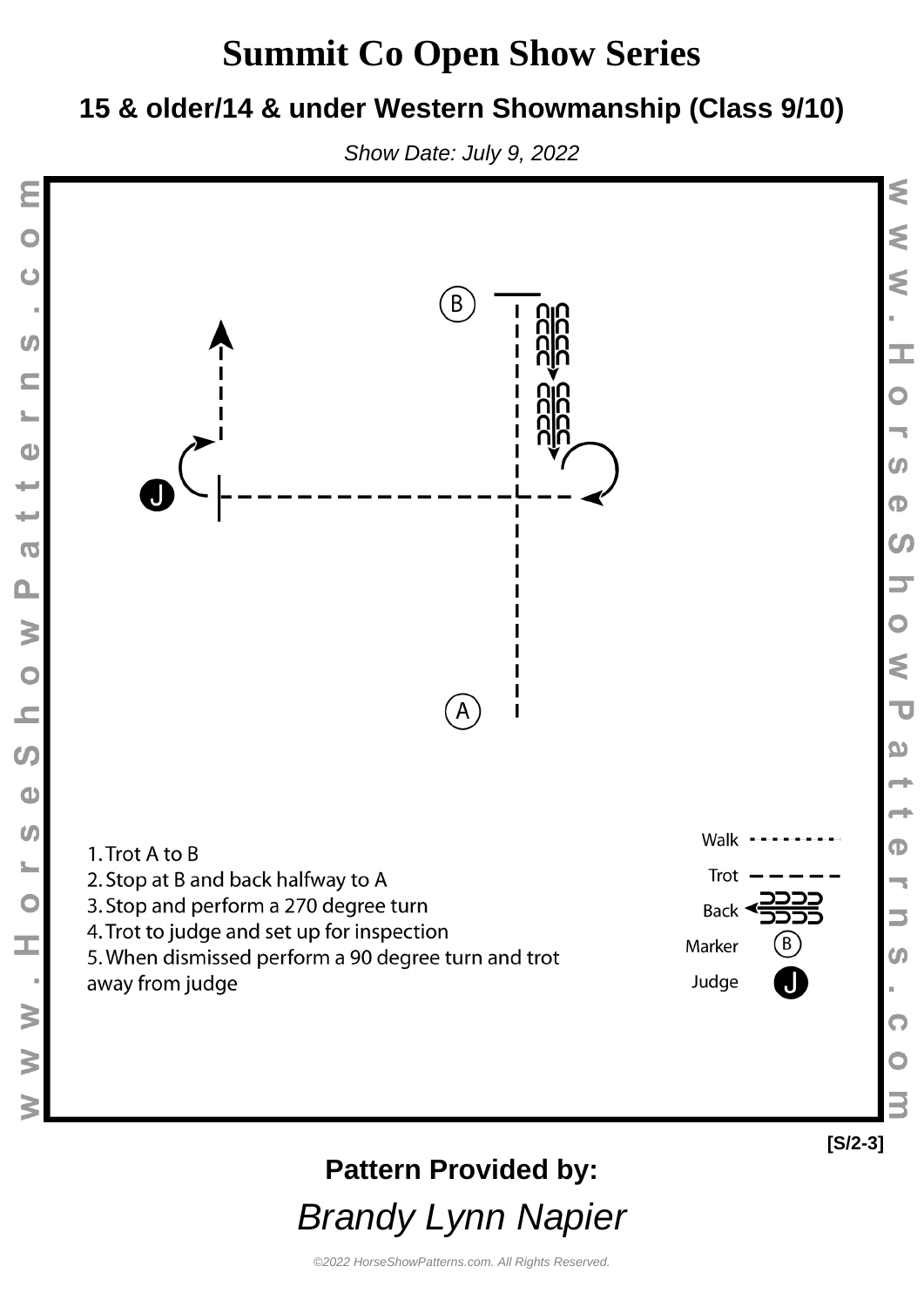# Summit Co Open Show Series

## 15 & older/14 & under Western Showmanship (Class 9/10)

*Show Date: July 9, 2022*

B

J

A

1. Trot A to B
2. Stop at B and back halfway to A
3. Stop and perform a 270 degree turn
4. Trot to judge and set up for inspection
5. When dismissed perform a 90 degree turn and trot away from judge

Walk

Trot

Back

Marker

Judge

[S/2-3]

**Pattern Provided by:**

*Brandy Lynn Napier*

*©2022 HorseShowPatterns.com. All Rights Reserved.*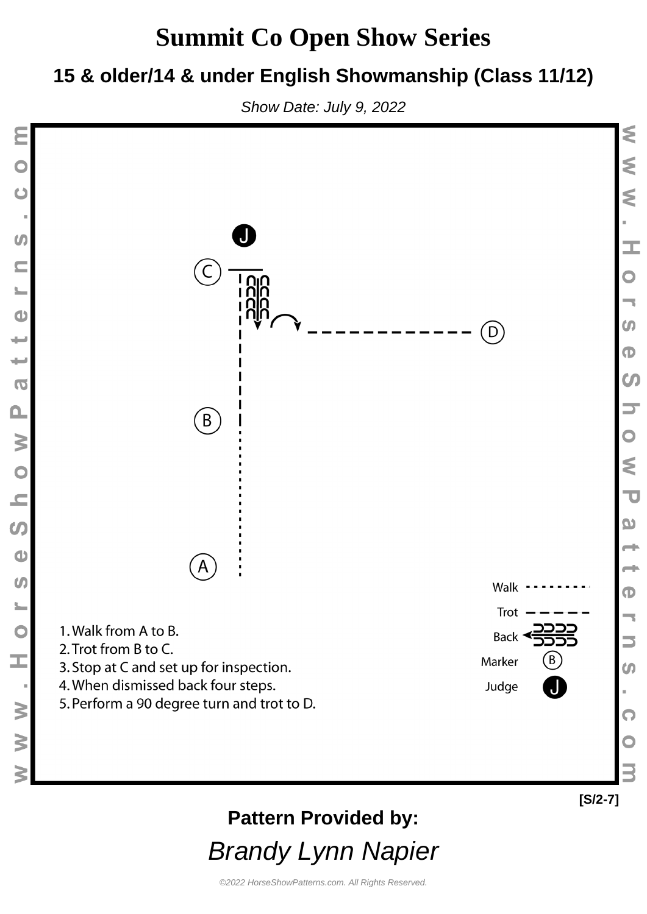# Summit Co Open Show Series

## 15 & older/14 & under English Showmanship (Class 11/12)

*Show Date: July 9, 2022*

J

C

D

B

A

Walk

Trot

Back

Marker

Judge

1. Walk from A to B.
2. Trot from B to C.
3. Stop at C and set up for inspection.
4. When dismissed back four steps.
5. Perform a 90 degree turn and trot to D.

[S/2-7]

**Pattern Provided by:**

*Brandy Lynn Napier*

*©2022 HorseShowPatterns.com. All Rights Reserved.*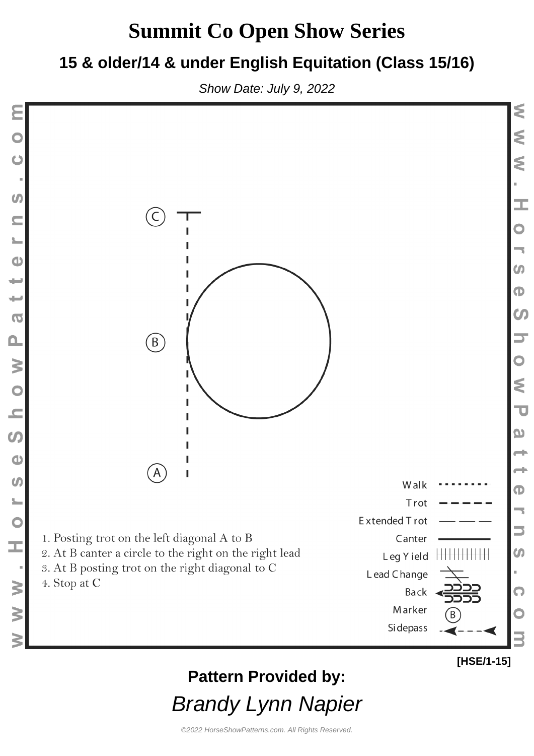# Summit Co Open Show Series

## 15 & older/14 & under English Equitation (Class 15/16)

*Show Date: July 9, 2022*

C

B

A

1. Posting trot on the left diagonal A to B
2. At B canter a circle to the right on the right lead
3. At B posting trot on the right diagonal to C
4. Stop at C

Walk
Trot
Extended Trot
Canter
Leg Yield
Lead Change
Back
Marker
Sidepass

www.HorseShowPatterns.com

[HSE/1-15]

**Pattern Provided by:**

*Brandy Lynn Napier*

*©2022 HorseShowPatterns.com. All Rights Reserved.*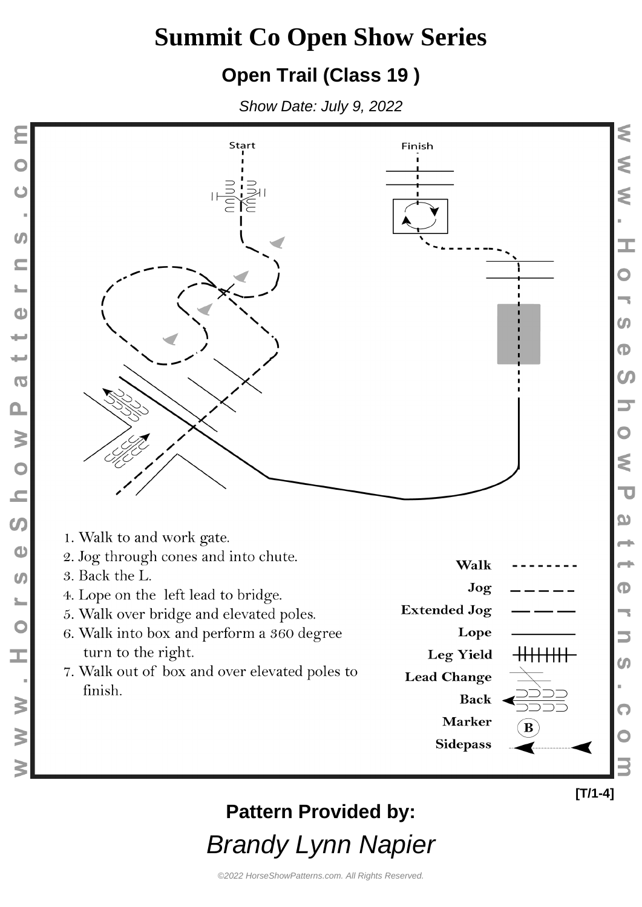# Summit Co Open Show Series

## Open Trail (Class 19 )

*Show Date: July 9, 2022*

Start

Finish

1. Walk to and work gate.
2. Jog through cones and into chute.
3. Back the L.
4. Lope on the left lead to bridge.
5. Walk over bridge and elevated poles.
6. Walk into box and perform a 360 degree turn to the right.
7. Walk out of box and over elevated poles to finish.

**Walk**

**Jog**

**Extended Jog**

**Lope**

**Leg Yield**

**Lead Change**

**Back**

**Marker**

**Sidepass**

[T/1-4]

**Pattern Provided by:**

*Brandy Lynn Napier*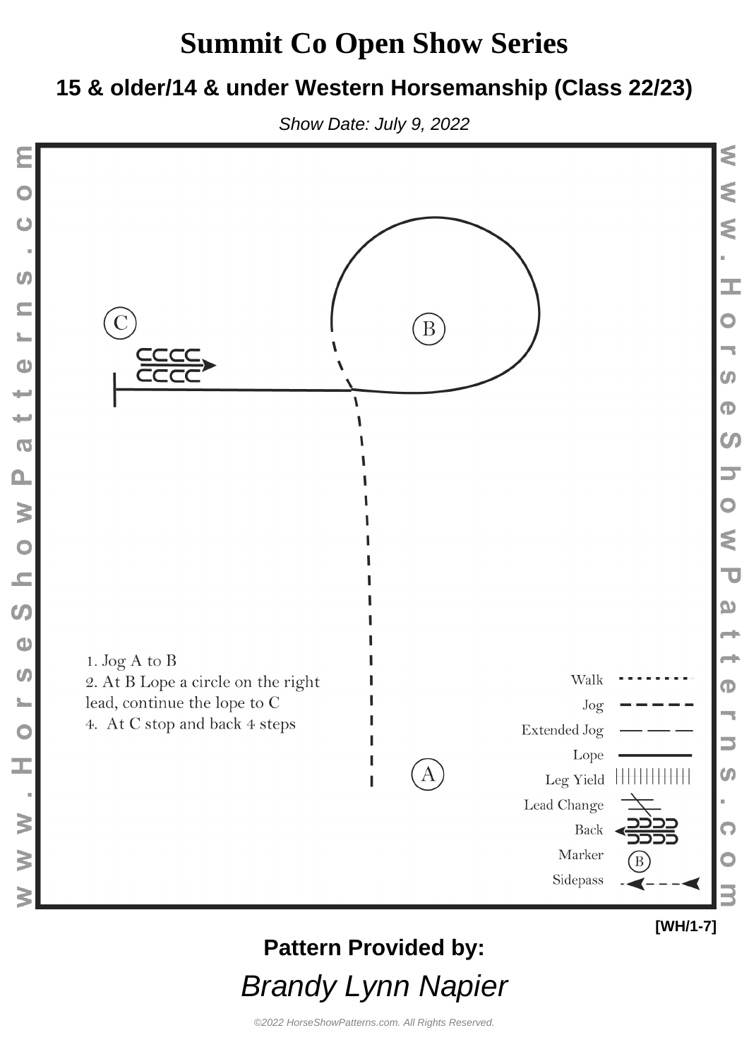# Summit Co Open Show Series

## 15 & older/14 & under Western Horsemanship (Class 22/23)

*Show Date: July 9, 2022*

C

B

A

1. Jog A to B
2. At B Lope a circle on the right lead, continue the lope to C
4. At C stop and back 4 steps

Walk

Jog

Extended Jog

Lope

Leg Yield

Lead Change

Back

Marker

Sidepass

[WH/1-7]

**Pattern Provided by:**

*Brandy Lynn Napier*

*©2022 HorseShowPatterns.com. All Rights Reserved.*